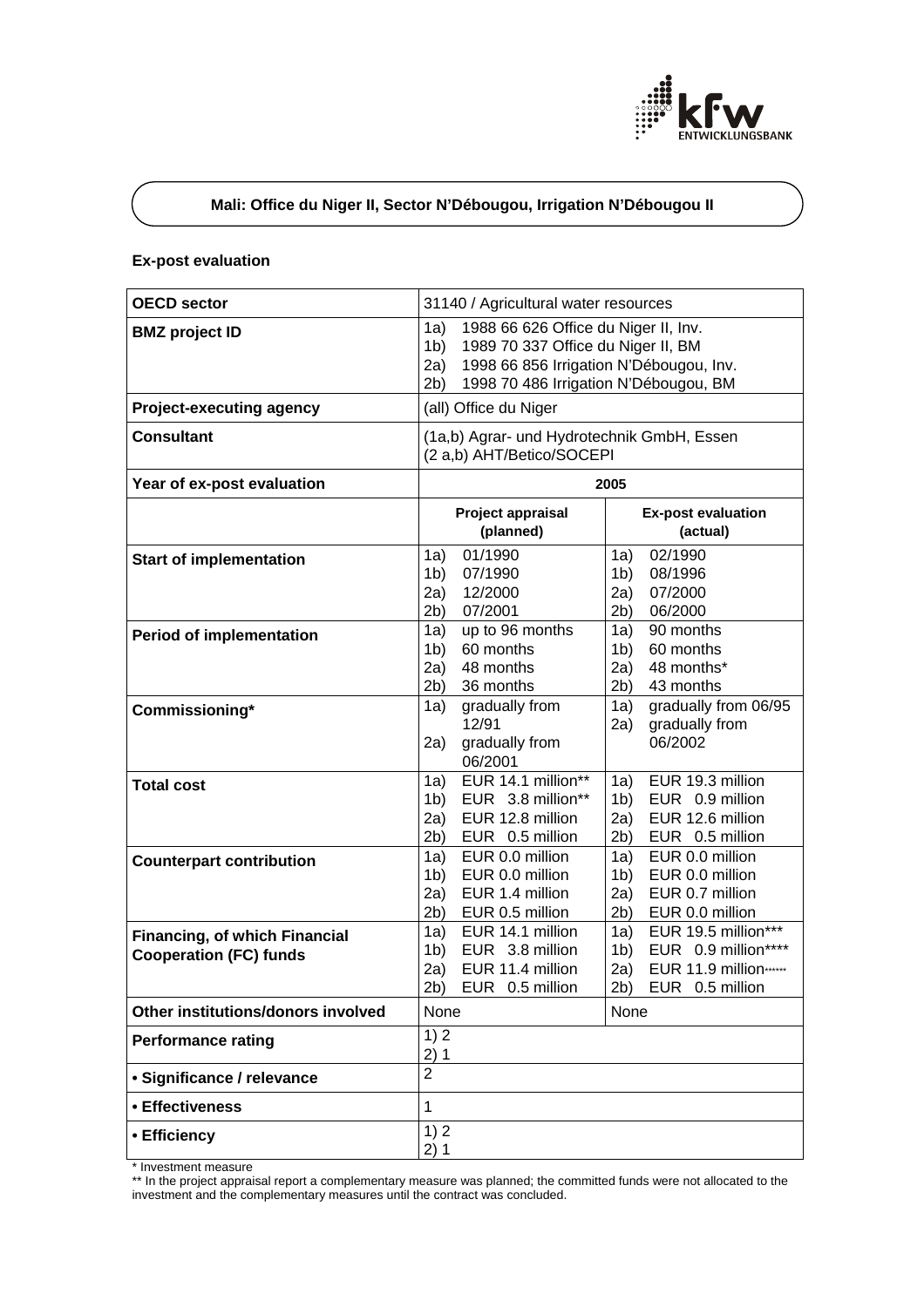# Mali: Office du Niger II, Sector N'Débougou, Irrigation N'Débougou II

## Ex-post evaluation

| OECD sector | 31140 / Agricultural water resources | |
|---|---|---|
| BMZ project ID | 1a) 1988 66 626 Office du Niger II, Inv.<br>1b) 1989 70 337 Office du Niger II, BM<br>2a) 1998 66 856 Irrigation N'Débougou, Inv.<br>2b) 1998 70 486 Irrigation N'Débougou, BM | |
| Project-executing agency | (all) Office du Niger | |
| Consultant | (1a,b) Agrar- und Hydrotechnik GmbH, Essen<br>(2 a,b) AHT/Betico/SOCEPI | |
| Year of ex-post evaluation | 2005 | |
| | **Project appraisal (planned)** | **Ex-post evaluation (actual)** |
| Start of implementation | 1a) 01/1990<br>1b) 07/1990<br>2a) 12/2000<br>2b) 07/2001 | 1a) 02/1990<br>1b) 08/1996<br>2a) 07/2000<br>2b) 06/2000 |
| Period of implementation | 1a) up to 96 months<br>1b) 60 months<br>2a) 48 months<br>2b) 36 months | 1a) 90 months<br>1b) 60 months<br>2a) 48 months*<br>2b) 43 months |
| Commissioning* | 1a) gradually from 12/91<br>2a) gradually from 06/2001 | 1a) gradually from 06/95<br>2a) gradually from 06/2002 |
| Total cost | 1a) EUR 14.1 million**<br>1b) EUR 3.8 million**<br>2a) EUR 12.8 million<br>2b) EUR 0.5 million | 1a) EUR 19.3 million<br>1b) EUR 0.9 million<br>2a) EUR 12.6 million<br>2b) EUR 0.5 million |
| Counterpart contribution | 1a) EUR 0.0 million<br>1b) EUR 0.0 million<br>2a) EUR 1.4 million<br>2b) EUR 0.5 million | 1a) EUR 0.0 million<br>1b) EUR 0.0 million<br>2a) EUR 0.7 million<br>2b) EUR 0.0 million |
| Financing, of which Financial Cooperation (FC) funds | 1a) EUR 14.1 million<br>1b) EUR 3.8 million<br>2a) EUR 11.4 million<br>2b) EUR 0.5 million | 1a) EUR 19.5 million***<br>1b) EUR 0.9 million****<br>2a) EUR 11.9 million*****<br>2b) EUR 0.5 million |
| Other institutions/donors involved | None | None |
| Performance rating | 1) 2<br>2) 1 | |
| • Significance / relevance | 2 | |
| • Effectiveness | 1 | |
| • Efficiency | 1) 2<br>2) 1 | |

\* Investment measure

\*\* In the project appraisal report a complementary measure was planned; the committed funds were not allocated to the investment and the complementary measures until the contract was concluded.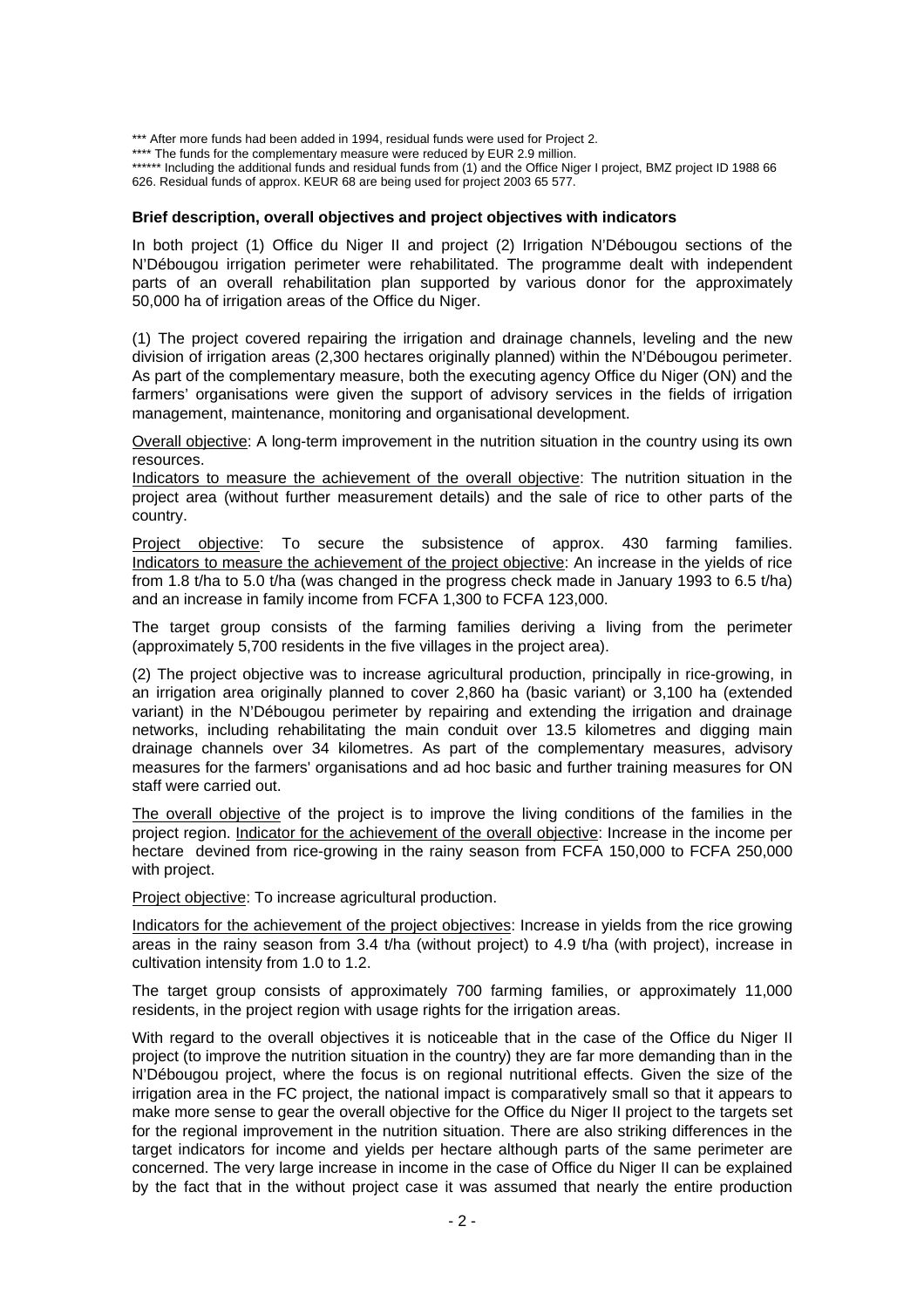*** After more funds had been added in 1994, residual funds were used for Project 2.

**** The funds for the complementary measure were reduced by EUR 2.9 million.

****** Including the additional funds and residual funds from (1) and the Office Niger I project, BMZ project ID 1988 66 626. Residual funds of approx. KEUR 68 are being used for project 2003 65 577.

**Brief description, overall objectives and project objectives with indicators**

In both project (1) Office du Niger II and project (2) Irrigation N'Débougou sections of the N'Débougou irrigation perimeter were rehabilitated. The programme dealt with independent parts of an overall rehabilitation plan supported by various donor for the approximately 50,000 ha of irrigation areas of the Office du Niger.

(1) The project covered repairing the irrigation and drainage channels, leveling and the new division of irrigation areas (2,300 hectares originally planned) within the N'Débougou perimeter. As part of the complementary measure, both the executing agency Office du Niger (ON) and the farmers' organisations were given the support of advisory services in the fields of irrigation management, maintenance, monitoring and organisational development.

Overall objective: A long-term improvement in the nutrition situation in the country using its own resources.

Indicators to measure the achievement of the overall objective: The nutrition situation in the project area (without further measurement details) and the sale of rice to other parts of the country.

Project objective: To secure the subsistence of approx. 430 farming families. Indicators to measure the achievement of the project objective: An increase in the yields of rice from 1.8 t/ha to 5.0 t/ha (was changed in the progress check made in January 1993 to 6.5 t/ha) and an increase in family income from FCFA 1,300 to FCFA 123,000.

The target group consists of the farming families deriving a living from the perimeter (approximately 5,700 residents in the five villages in the project area).

(2) The project objective was to increase agricultural production, principally in rice-growing, in an irrigation area originally planned to cover 2,860 ha (basic variant) or 3,100 ha (extended variant) in the N'Débougou perimeter by repairing and extending the irrigation and drainage networks, including rehabilitating the main conduit over 13.5 kilometres and digging main drainage channels over 34 kilometres. As part of the complementary measures, advisory measures for the farmers' organisations and ad hoc basic and further training measures for ON staff were carried out.

The overall objective of the project is to improve the living conditions of the families in the project region. Indicator for the achievement of the overall objective: Increase in the income per hectare devined from rice-growing in the rainy season from FCFA 150,000 to FCFA 250,000 with project.

Project objective: To increase agricultural production.

Indicators for the achievement of the project objectives: Increase in yields from the rice growing areas in the rainy season from 3.4 t/ha (without project) to 4.9 t/ha (with project), increase in cultivation intensity from 1.0 to 1.2.

The target group consists of approximately 700 farming families, or approximately 11,000 residents, in the project region with usage rights for the irrigation areas.

With regard to the overall objectives it is noticeable that in the case of the Office du Niger II project (to improve the nutrition situation in the country) they are far more demanding than in the N'Débougou project, where the focus is on regional nutritional effects. Given the size of the irrigation area in the FC project, the national impact is comparatively small so that it appears to make more sense to gear the overall objective for the Office du Niger II project to the targets set for the regional improvement in the nutrition situation. There are also striking differences in the target indicators for income and yields per hectare although parts of the same perimeter are concerned. The very large increase in income in the case of Office du Niger II can be explained by the fact that in the without project case it was assumed that nearly the entire production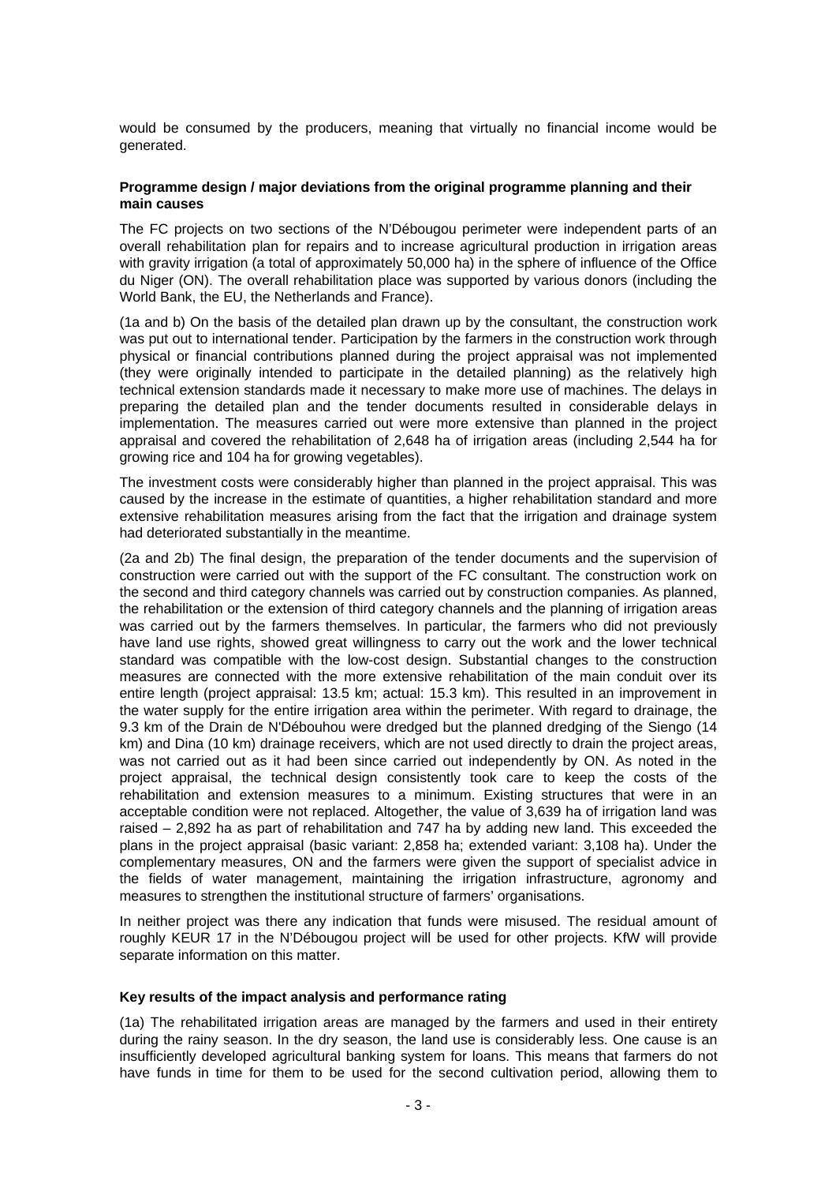would be consumed by the producers, meaning that virtually no financial income would be generated.

**Programme design / major deviations from the original programme planning and their main causes**

The FC projects on two sections of the N'Débougou perimeter were independent parts of an overall rehabilitation plan for repairs and to increase agricultural production in irrigation areas with gravity irrigation (a total of approximately 50,000 ha) in the sphere of influence of the Office du Niger (ON). The overall rehabilitation place was supported by various donors (including the World Bank, the EU, the Netherlands and France).

(1a and b) On the basis of the detailed plan drawn up by the consultant, the construction work was put out to international tender. Participation by the farmers in the construction work through physical or financial contributions planned during the project appraisal was not implemented (they were originally intended to participate in the detailed planning) as the relatively high technical extension standards made it necessary to make more use of machines. The delays in preparing the detailed plan and the tender documents resulted in considerable delays in implementation. The measures carried out were more extensive than planned in the project appraisal and covered the rehabilitation of 2,648 ha of irrigation areas (including 2,544 ha for growing rice and 104 ha for growing vegetables).

The investment costs were considerably higher than planned in the project appraisal. This was caused by the increase in the estimate of quantities, a higher rehabilitation standard and more extensive rehabilitation measures arising from the fact that the irrigation and drainage system had deteriorated substantially in the meantime.

(2a and 2b) The final design, the preparation of the tender documents and the supervision of construction were carried out with the support of the FC consultant. The construction work on the second and third category channels was carried out by construction companies. As planned, the rehabilitation or the extension of third category channels and the planning of irrigation areas was carried out by the farmers themselves. In particular, the farmers who did not previously have land use rights, showed great willingness to carry out the work and the lower technical standard was compatible with the low-cost design. Substantial changes to the construction measures are connected with the more extensive rehabilitation of the main conduit over its entire length (project appraisal: 13.5 km; actual: 15.3 km). This resulted in an improvement in the water supply for the entire irrigation area within the perimeter. With regard to drainage, the 9.3 km of the Drain de N'Débouhou were dredged but the planned dredging of the Siengo (14 km) and Dina (10 km) drainage receivers, which are not used directly to drain the project areas, was not carried out as it had been since carried out independently by ON. As noted in the project appraisal, the technical design consistently took care to keep the costs of the rehabilitation and extension measures to a minimum. Existing structures that were in an acceptable condition were not replaced. Altogether, the value of 3,639 ha of irrigation land was raised – 2,892 ha as part of rehabilitation and 747 ha by adding new land. This exceeded the plans in the project appraisal (basic variant: 2,858 ha; extended variant: 3,108 ha). Under the complementary measures, ON and the farmers were given the support of specialist advice in the fields of water management, maintaining the irrigation infrastructure, agronomy and measures to strengthen the institutional structure of farmers' organisations.

In neither project was there any indication that funds were misused. The residual amount of roughly KEUR 17 in the N'Débougou project will be used for other projects. KfW will provide separate information on this matter.

**Key results of the impact analysis and performance rating**

(1a) The rehabilitated irrigation areas are managed by the farmers and used in their entirety during the rainy season. In the dry season, the land use is considerably less. One cause is an insufficiently developed agricultural banking system for loans. This means that farmers do not have funds in time for them to be used for the second cultivation period, allowing them to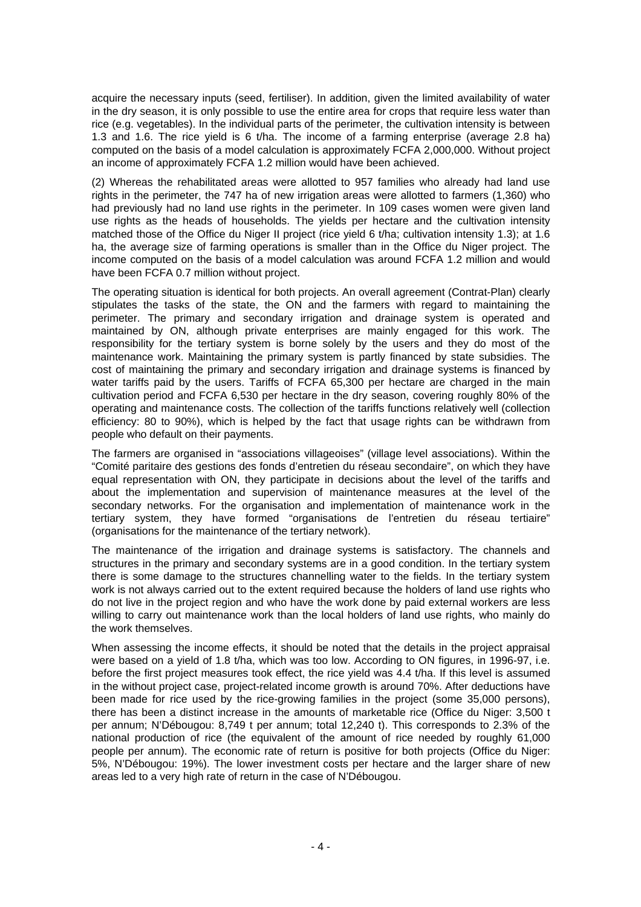acquire the necessary inputs (seed, fertiliser). In addition, given the limited availability of water in the dry season, it is only possible to use the entire area for crops that require less water than rice (e.g. vegetables). In the individual parts of the perimeter, the cultivation intensity is between 1.3 and 1.6. The rice yield is 6 t/ha. The income of a farming enterprise (average 2.8 ha) computed on the basis of a model calculation is approximately FCFA 2,000,000. Without project an income of approximately FCFA 1.2 million would have been achieved.

(2) Whereas the rehabilitated areas were allotted to 957 families who already had land use rights in the perimeter, the 747 ha of new irrigation areas were allotted to farmers (1,360) who had previously had no land use rights in the perimeter. In 109 cases women were given land use rights as the heads of households. The yields per hectare and the cultivation intensity matched those of the Office du Niger II project (rice yield 6 t/ha; cultivation intensity 1.3); at 1.6 ha, the average size of farming operations is smaller than in the Office du Niger project. The income computed on the basis of a model calculation was around FCFA 1.2 million and would have been FCFA 0.7 million without project.

The operating situation is identical for both projects. An overall agreement (Contrat-Plan) clearly stipulates the tasks of the state, the ON and the farmers with regard to maintaining the perimeter. The primary and secondary irrigation and drainage system is operated and maintained by ON, although private enterprises are mainly engaged for this work. The responsibility for the tertiary system is borne solely by the users and they do most of the maintenance work. Maintaining the primary system is partly financed by state subsidies. The cost of maintaining the primary and secondary irrigation and drainage systems is financed by water tariffs paid by the users. Tariffs of FCFA 65,300 per hectare are charged in the main cultivation period and FCFA 6,530 per hectare in the dry season, covering roughly 80% of the operating and maintenance costs. The collection of the tariffs functions relatively well (collection efficiency: 80 to 90%), which is helped by the fact that usage rights can be withdrawn from people who default on their payments.

The farmers are organised in "associations villageoises" (village level associations). Within the "Comité paritaire des gestions des fonds d'entretien du réseau secondaire", on which they have equal representation with ON, they participate in decisions about the level of the tariffs and about the implementation and supervision of maintenance measures at the level of the secondary networks. For the organisation and implementation of maintenance work in the tertiary system, they have formed "organisations de l'entretien du réseau tertiaire" (organisations for the maintenance of the tertiary network).

The maintenance of the irrigation and drainage systems is satisfactory. The channels and structures in the primary and secondary systems are in a good condition. In the tertiary system there is some damage to the structures channelling water to the fields. In the tertiary system work is not always carried out to the extent required because the holders of land use rights who do not live in the project region and who have the work done by paid external workers are less willing to carry out maintenance work than the local holders of land use rights, who mainly do the work themselves.

When assessing the income effects, it should be noted that the details in the project appraisal were based on a yield of 1.8 t/ha, which was too low. According to ON figures, in 1996-97, i.e. before the first project measures took effect, the rice yield was 4.4 t/ha. If this level is assumed in the without project case, project-related income growth is around 70%. After deductions have been made for rice used by the rice-growing families in the project (some 35,000 persons), there has been a distinct increase in the amounts of marketable rice (Office du Niger: 3,500 t per annum; N'Débougou: 8,749 t per annum; total 12,240 t). This corresponds to 2.3% of the national production of rice (the equivalent of the amount of rice needed by roughly 61,000 people per annum). The economic rate of return is positive for both projects (Office du Niger: 5%, N'Débougou: 19%). The lower investment costs per hectare and the larger share of new areas led to a very high rate of return in the case of N'Débougou.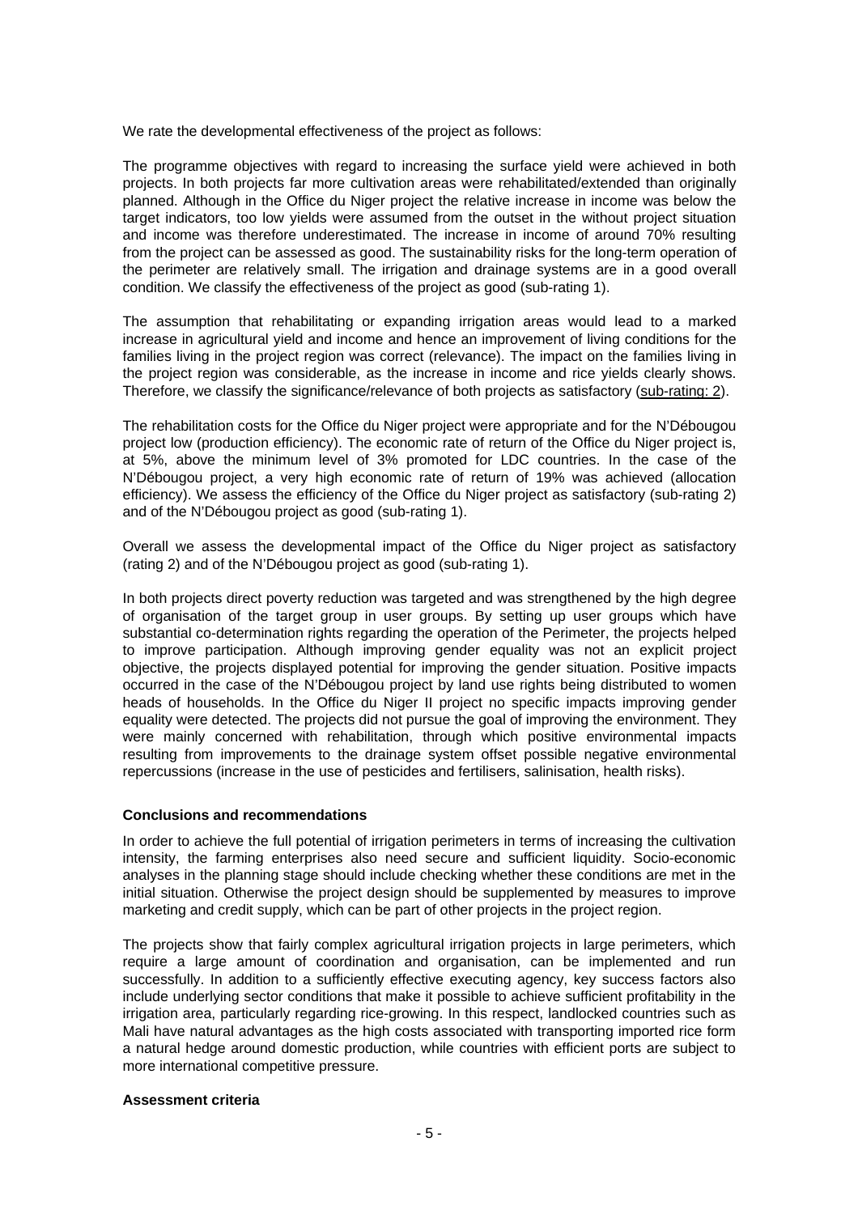We rate the developmental effectiveness of the project as follows:

The programme objectives with regard to increasing the surface yield were achieved in both projects. In both projects far more cultivation areas were rehabilitated/extended than originally planned. Although in the Office du Niger project the relative increase in income was below the target indicators, too low yields were assumed from the outset in the without project situation and income was therefore underestimated. The increase in income of around 70% resulting from the project can be assessed as good. The sustainability risks for the long-term operation of the perimeter are relatively small. The irrigation and drainage systems are in a good overall condition. We classify the effectiveness of the project as good (sub-rating 1).

The assumption that rehabilitating or expanding irrigation areas would lead to a marked increase in agricultural yield and income and hence an improvement of living conditions for the families living in the project region was correct (relevance). The impact on the families living in the project region was considerable, as the increase in income and rice yields clearly shows. Therefore, we classify the significance/relevance of both projects as satisfactory (sub-rating: 2).

The rehabilitation costs for the Office du Niger project were appropriate and for the N'Débougou project low (production efficiency). The economic rate of return of the Office du Niger project is, at 5%, above the minimum level of 3% promoted for LDC countries. In the case of the N'Débougou project, a very high economic rate of return of 19% was achieved (allocation efficiency). We assess the efficiency of the Office du Niger project as satisfactory (sub-rating 2) and of the N'Débougou project as good (sub-rating 1).

Overall we assess the developmental impact of the Office du Niger project as satisfactory (rating 2) and of the N'Débougou project as good (sub-rating 1).

In both projects direct poverty reduction was targeted and was strengthened by the high degree of organisation of the target group in user groups. By setting up user groups which have substantial co-determination rights regarding the operation of the Perimeter, the projects helped to improve participation. Although improving gender equality was not an explicit project objective, the projects displayed potential for improving the gender situation. Positive impacts occurred in the case of the N'Débougou project by land use rights being distributed to women heads of households. In the Office du Niger II project no specific impacts improving gender equality were detected. The projects did not pursue the goal of improving the environment. They were mainly concerned with rehabilitation, through which positive environmental impacts resulting from improvements to the drainage system offset possible negative environmental repercussions (increase in the use of pesticides and fertilisers, salinisation, health risks).

**Conclusions and recommendations**

In order to achieve the full potential of irrigation perimeters in terms of increasing the cultivation intensity, the farming enterprises also need secure and sufficient liquidity. Socio-economic analyses in the planning stage should include checking whether these conditions are met in the initial situation. Otherwise the project design should be supplemented by measures to improve marketing and credit supply, which can be part of other projects in the project region.

The projects show that fairly complex agricultural irrigation projects in large perimeters, which require a large amount of coordination and organisation, can be implemented and run successfully. In addition to a sufficiently effective executing agency, key success factors also include underlying sector conditions that make it possible to achieve sufficient profitability in the irrigation area, particularly regarding rice-growing. In this respect, landlocked countries such as Mali have natural advantages as the high costs associated with transporting imported rice form a natural hedge around domestic production, while countries with efficient ports are subject to more international competitive pressure.

**Assessment criteria**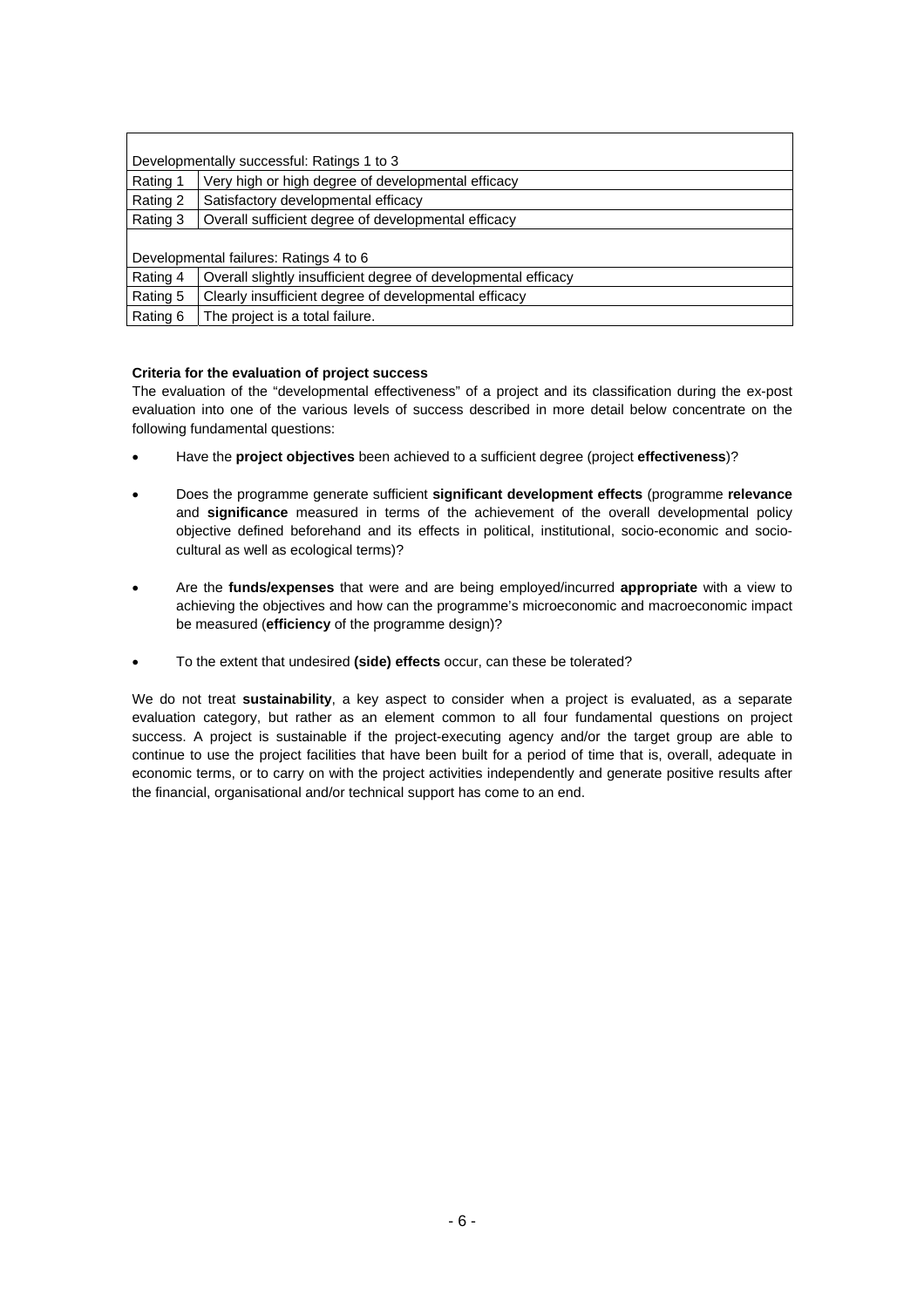| | |
|---|---|
| Developmentally successful: Ratings 1 to 3 | |
| Rating 1 | Very high or high degree of developmental efficacy |
| Rating 2 | Satisfactory developmental efficacy |
| Rating 3 | Overall sufficient degree of developmental efficacy |
| Developmental failures: Ratings 4 to 6 | |
| Rating 4 | Overall slightly insufficient degree of developmental efficacy |
| Rating 5 | Clearly insufficient degree of developmental efficacy |
| Rating 6 | The project is a total failure. |

**Criteria for the evaluation of project success**

The evaluation of the "developmental effectiveness" of a project and its classification during the ex-post evaluation into one of the various levels of success described in more detail below concentrate on the following fundamental questions:

- Have the **project objectives** been achieved to a sufficient degree (project **effectiveness**)?
- Does the programme generate sufficient **significant development effects** (programme **relevance** and **significance** measured in terms of the achievement of the overall developmental policy objective defined beforehand and its effects in political, institutional, socio-economic and socio-cultural as well as ecological terms)?
- Are the **funds/expenses** that were and are being employed/incurred **appropriate** with a view to achieving the objectives and how can the programme's microeconomic and macroeconomic impact be measured (**efficiency** of the programme design)?
- To the extent that undesired **(side) effects** occur, can these be tolerated?

We do not treat **sustainability**, a key aspect to consider when a project is evaluated, as a separate evaluation category, but rather as an element common to all four fundamental questions on project success. A project is sustainable if the project-executing agency and/or the target group are able to continue to use the project facilities that have been built for a period of time that is, overall, adequate in economic terms, or to carry on with the project activities independently and generate positive results after the financial, organisational and/or technical support has come to an end.